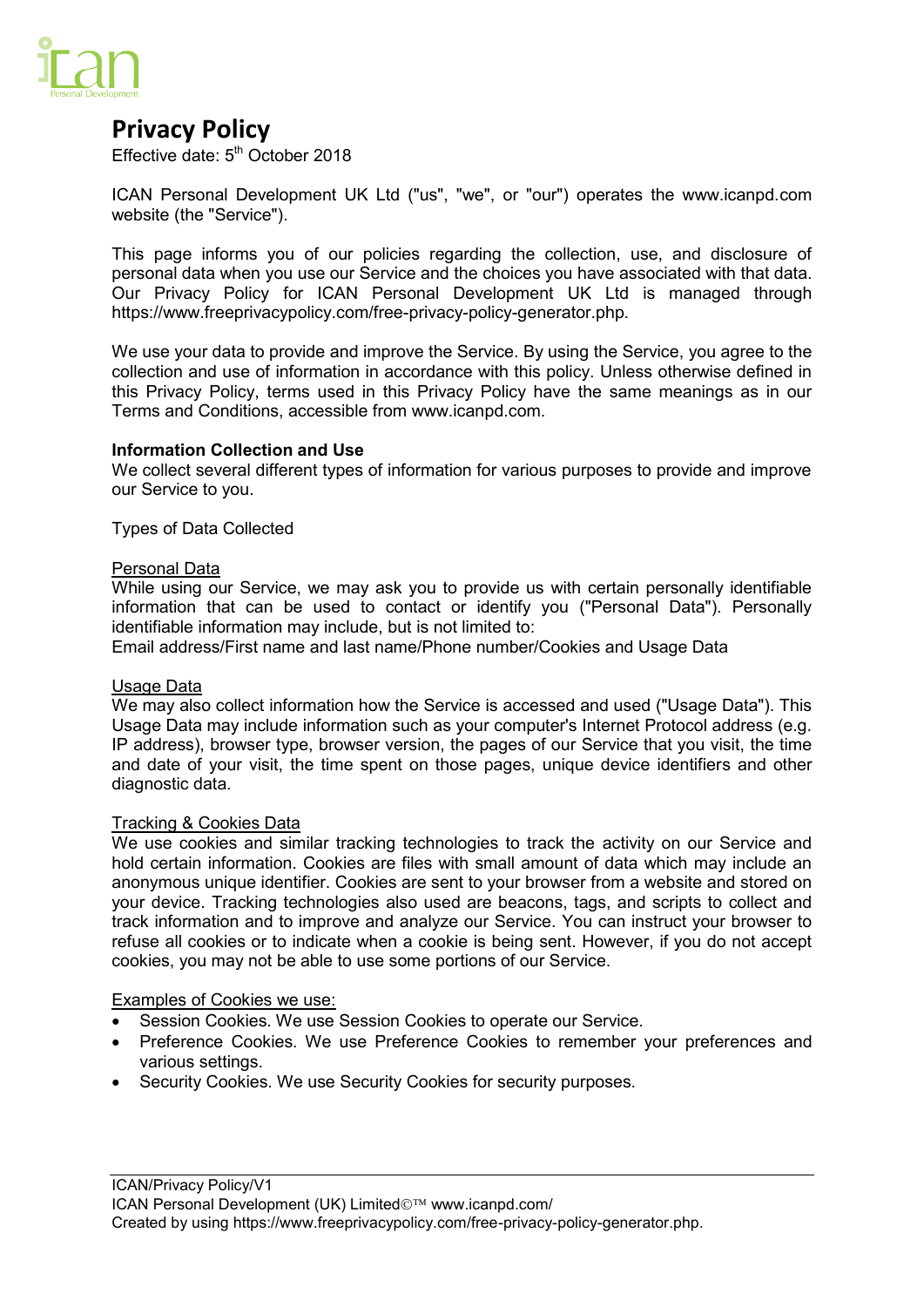# Privacy Policy

Effective date: 5th October 2018

ICAN Personal Development UK Ltd ("us", "we", or "our") operates the www.icanpd.com website (the "Service").

This page informs you of our policies regarding the collection, use, and disclosure of personal data when you use our Service and the choices you have associated with that data. Our Privacy Policy for ICAN Personal Development UK Ltd is managed through https://www.freeprivacypolicy.com/free-privacy-policy-generator.php.

We use your data to provide and improve the Service. By using the Service, you agree to the collection and use of information in accordance with this policy. Unless otherwise defined in this Privacy Policy, terms used in this Privacy Policy have the same meanings as in our Terms and Conditions, accessible from www.icanpd.com.

**Information Collection and Use**

We collect several different types of information for various purposes to provide and improve our Service to you.

Types of Data Collected

<u>Personal Data</u>

While using our Service, we may ask you to provide us with certain personally identifiable information that can be used to contact or identify you ("Personal Data"). Personally identifiable information may include, but is not limited to:

Email address/First name and last name/Phone number/Cookies and Usage Data

<u>Usage Data</u>

We may also collect information how the Service is accessed and used ("Usage Data"). This Usage Data may include information such as your computer's Internet Protocol address (e.g. IP address), browser type, browser version, the pages of our Service that you visit, the time and date of your visit, the time spent on those pages, unique device identifiers and other diagnostic data.

<u>Tracking & Cookies Data</u>

We use cookies and similar tracking technologies to track the activity on our Service and hold certain information. Cookies are files with small amount of data which may include an anonymous unique identifier. Cookies are sent to your browser from a website and stored on your device. Tracking technologies also used are beacons, tags, and scripts to collect and track information and to improve and analyze our Service. You can instruct your browser to refuse all cookies or to indicate when a cookie is being sent. However, if you do not accept cookies, you may not be able to use some portions of our Service.

<u>Examples of Cookies we use:</u>

- Session Cookies. We use Session Cookies to operate our Service.
- Preference Cookies. We use Preference Cookies to remember your preferences and various settings.
- Security Cookies. We use Security Cookies for security purposes.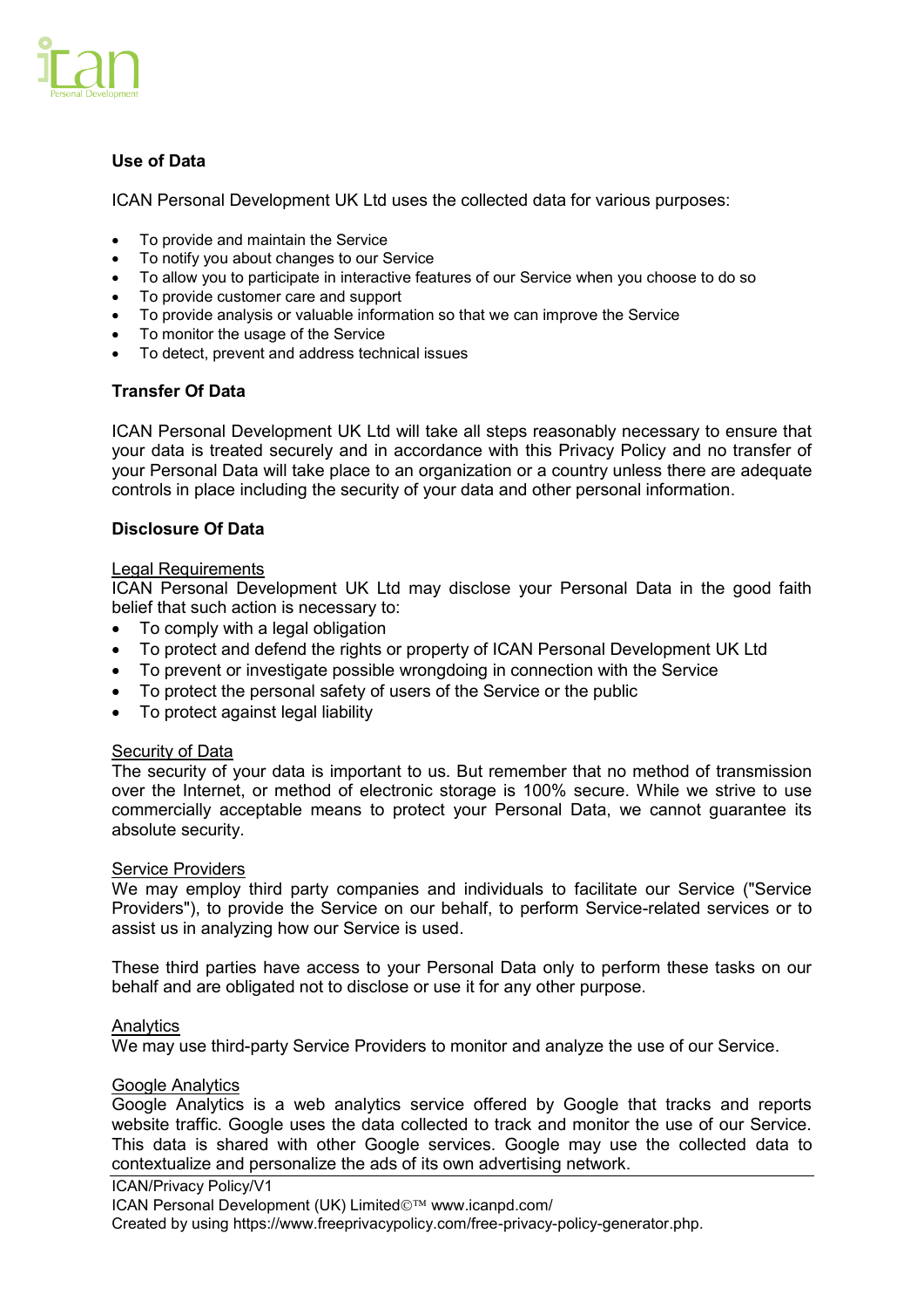### Use of Data

ICAN Personal Development UK Ltd uses the collected data for various purposes:

- To provide and maintain the Service
- To notify you about changes to our Service
- To allow you to participate in interactive features of our Service when you choose to do so
- To provide customer care and support
- To provide analysis or valuable information so that we can improve the Service
- To monitor the usage of the Service
- To detect, prevent and address technical issues

### Transfer Of Data

ICAN Personal Development UK Ltd will take all steps reasonably necessary to ensure that your data is treated securely and in accordance with this Privacy Policy and no transfer of your Personal Data will take place to an organization or a country unless there are adequate controls in place including the security of your data and other personal information.

### Disclosure Of Data

Legal Requirements
ICAN Personal Development UK Ltd may disclose your Personal Data in the good faith belief that such action is necessary to:

- To comply with a legal obligation
- To protect and defend the rights or property of ICAN Personal Development UK Ltd
- To prevent or investigate possible wrongdoing in connection with the Service
- To protect the personal safety of users of the Service or the public
- To protect against legal liability

Security of Data
The security of your data is important to us. But remember that no method of transmission over the Internet, or method of electronic storage is 100% secure. While we strive to use commercially acceptable means to protect your Personal Data, we cannot guarantee its absolute security.

Service Providers
We may employ third party companies and individuals to facilitate our Service ("Service Providers"), to provide the Service on our behalf, to perform Service-related services or to assist us in analyzing how our Service is used.

These third parties have access to your Personal Data only to perform these tasks on our behalf and are obligated not to disclose or use it for any other purpose.

Analytics
We may use third-party Service Providers to monitor and analyze the use of our Service.

Google Analytics
Google Analytics is a web analytics service offered by Google that tracks and reports website traffic. Google uses the data collected to track and monitor the use of our Service. This data is shared with other Google services. Google may use the collected data to contextualize and personalize the ads of its own advertising network.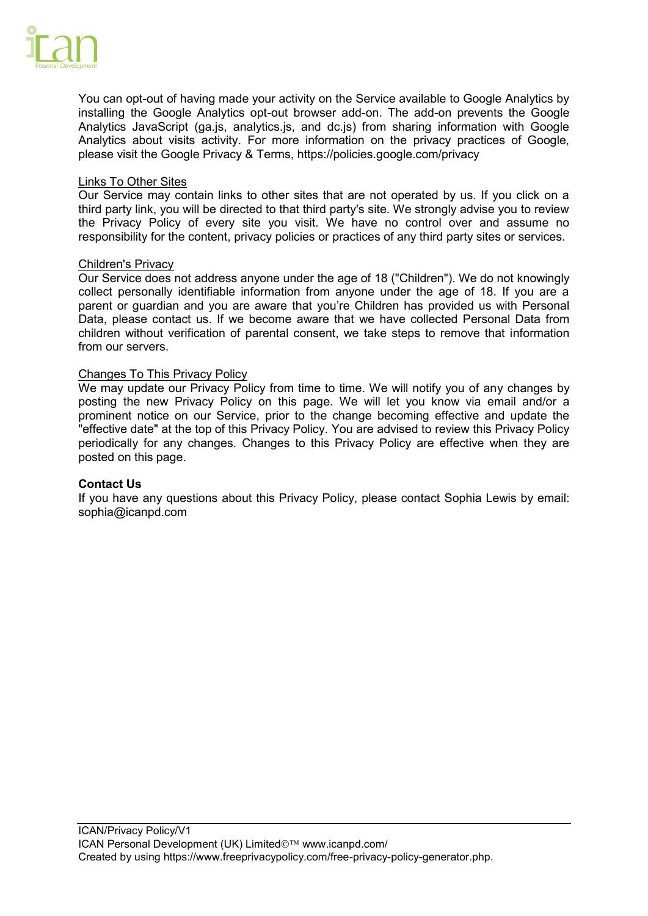You can opt-out of having made your activity on the Service available to Google Analytics by installing the Google Analytics opt-out browser add-on. The add-on prevents the Google Analytics JavaScript (ga.js, analytics.js, and dc.js) from sharing information with Google Analytics about visits activity. For more information on the privacy practices of Google, please visit the Google Privacy & Terms, https://policies.google.com/privacy

Links To Other Sites
Our Service may contain links to other sites that are not operated by us. If you click on a third party link, you will be directed to that third party's site. We strongly advise you to review the Privacy Policy of every site you visit. We have no control over and assume no responsibility for the content, privacy policies or practices of any third party sites or services.

Children's Privacy
Our Service does not address anyone under the age of 18 ("Children"). We do not knowingly collect personally identifiable information from anyone under the age of 18. If you are a parent or guardian and you are aware that you're Children has provided us with Personal Data, please contact us. If we become aware that we have collected Personal Data from children without verification of parental consent, we take steps to remove that information from our servers.

Changes To This Privacy Policy
We may update our Privacy Policy from time to time. We will notify you of any changes by posting the new Privacy Policy on this page. We will let you know via email and/or a prominent notice on our Service, prior to the change becoming effective and update the "effective date" at the top of this Privacy Policy. You are advised to review this Privacy Policy periodically for any changes. Changes to this Privacy Policy are effective when they are posted on this page.

**Contact Us**
If you have any questions about this Privacy Policy, please contact Sophia Lewis by email: sophia@icanpd.com

ICAN/Privacy Policy/V1
ICAN Personal Development (UK) Limited©™ www.icanpd.com/
Created by using https://www.freeprivacypolicy.com/free-privacy-policy-generator.php.